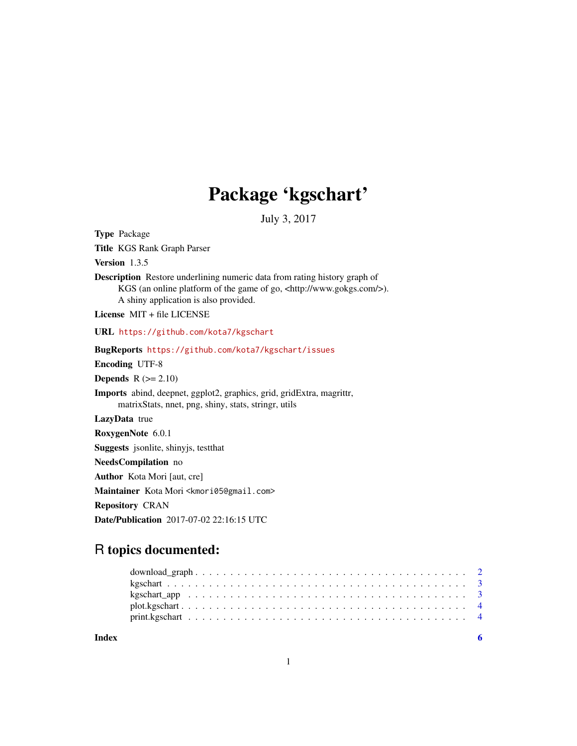# Package 'kgschart'

July 3, 2017

**Type** Package

**Title** KGS Rank Graph Parser

**Version** 1.3.5

**Description** Restore underlining numeric data from rating history graph of KGS (an online platform of the game of go, <http://www.gokgs.com/>). A shiny application is also provided.

**License** MIT + file LICENSE

**URL** https://github.com/kota7/kgschart

**BugReports** https://github.com/kota7/kgschart/issues

**Encoding** UTF-8

**Depends** R (>= 2.10)

**Imports** abind, deepnet, ggplot2, graphics, grid, gridExtra, magrittr, matrixStats, nnet, png, shiny, stats, stringr, utils

**LazyData** true

**RoxygenNote** 6.0.1

**Suggests** jsonlite, shinyjs, testthat

**NeedsCompilation** no

**Author** Kota Mori [aut, cre]

**Maintainer** Kota Mori <kmori05@gmail.com>

**Repository** CRAN

**Date/Publication** 2017-07-02 22:16:15 UTC

## R topics documented:

- download_graph . . . . . . . . . . . . . . . . . . . . . . . . . . . . . . . . . . . . . . . . 2
- kgschart . . . . . . . . . . . . . . . . . . . . . . . . . . . . . . . . . . . . . . . . . . . . 3
- kgschart_app . . . . . . . . . . . . . . . . . . . . . . . . . . . . . . . . . . . . . . . . . 3
- plot.kgschart . . . . . . . . . . . . . . . . . . . . . . . . . . . . . . . . . . . . . . . . . 4
- print.kgschart . . . . . . . . . . . . . . . . . . . . . . . . . . . . . . . . . . . . . . . . 4

**Index** 6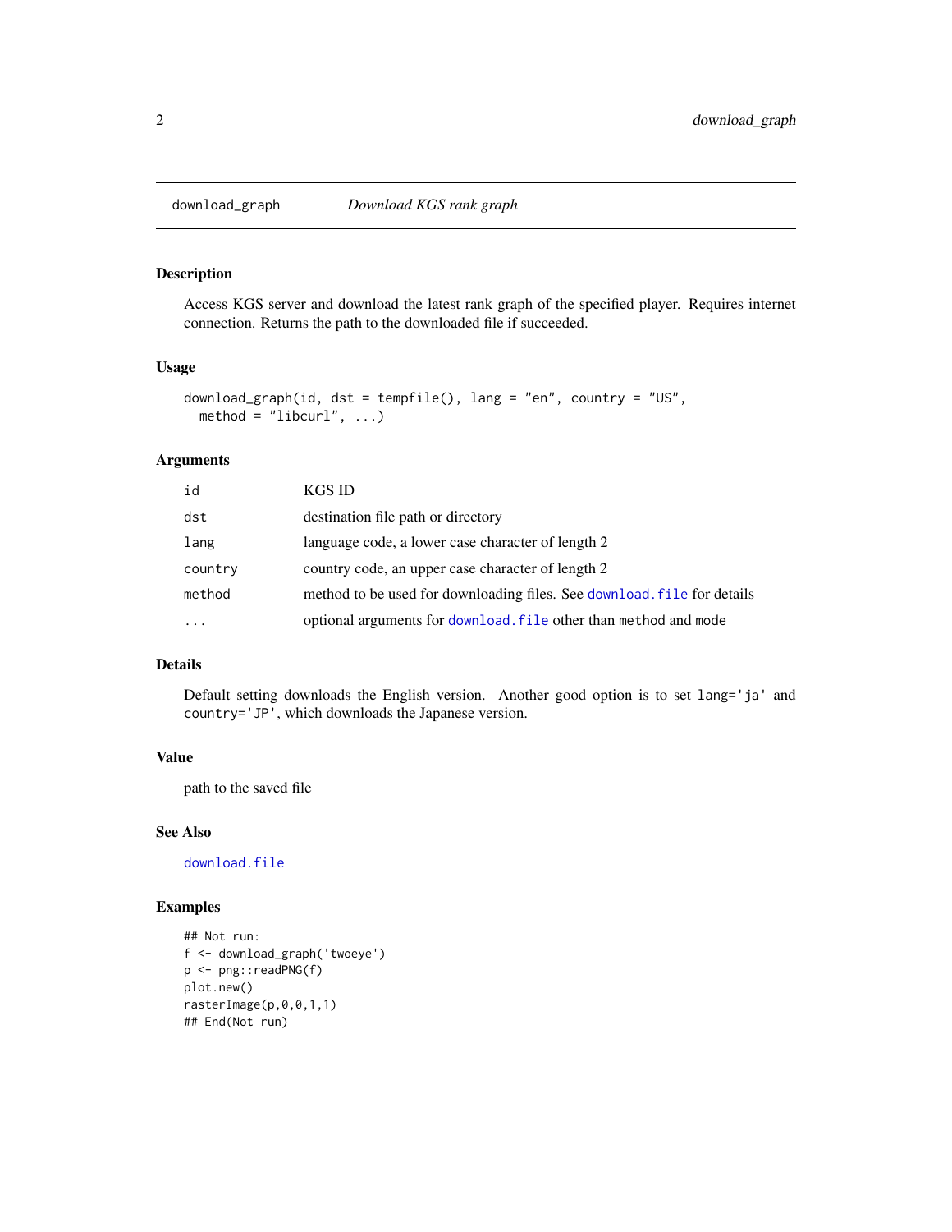## download_graph *Download KGS rank graph*

### Description

Access KGS server and download the latest rank graph of the specified player. Requires internet connection. Returns the path to the downloaded file if succeeded.

### Usage

```
download_graph(id, dst = tempfile(), lang = "en", country = "US",
  method = "libcurl", ...)
```

### Arguments

| | |
|---|---|
| id | KGS ID |
| dst | destination file path or directory |
| lang | language code, a lower case character of length 2 |
| country | country code, an upper case character of length 2 |
| method | method to be used for downloading files. See download.file for details |
| ... | optional arguments for download.file other than method and mode |

### Details

Default setting downloads the English version. Another good option is to set `lang='ja'` and `country='JP'`, which downloads the Japanese version.

### Value

path to the saved file

### See Also

download.file

### Examples

```
## Not run:
f <- download_graph('twoeye')
p <- png::readPNG(f)
plot.new()
rasterImage(p,0,0,1,1)
## End(Not run)
```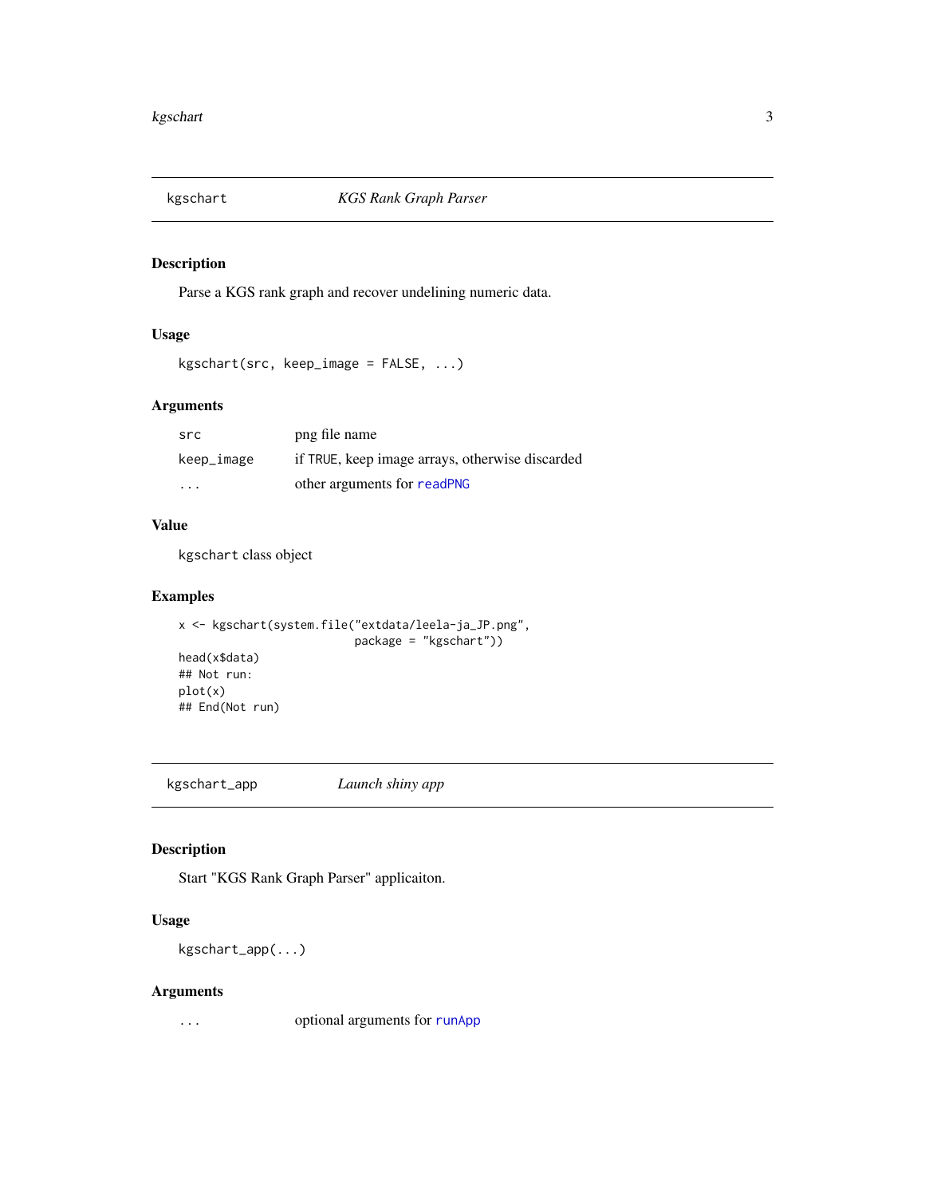## kgschart — *KGS Rank Graph Parser*

### Description

Parse a KGS rank graph and recover undelining numeric data.

### Usage

```
kgschart(src, keep_image = FALSE, ...)
```

### Arguments

| | |
|---|---|
| `src` | png file name |
| `keep_image` | if `TRUE`, keep image arrays, otherwise discarded |
| `...` | other arguments for `readPNG` |

### Value

`kgschart` class object

### Examples

```
x <- kgschart(system.file("extdata/leela-ja_JP.png",
                          package = "kgschart"))
head(x$data)
## Not run:
plot(x)
## End(Not run)
```

## kgschart_app — *Launch shiny app*

### Description

Start "KGS Rank Graph Parser" applicaiton.

### Usage

```
kgschart_app(...)
```

### Arguments

| | |
|---|---|
| `...` | optional arguments for `runApp` |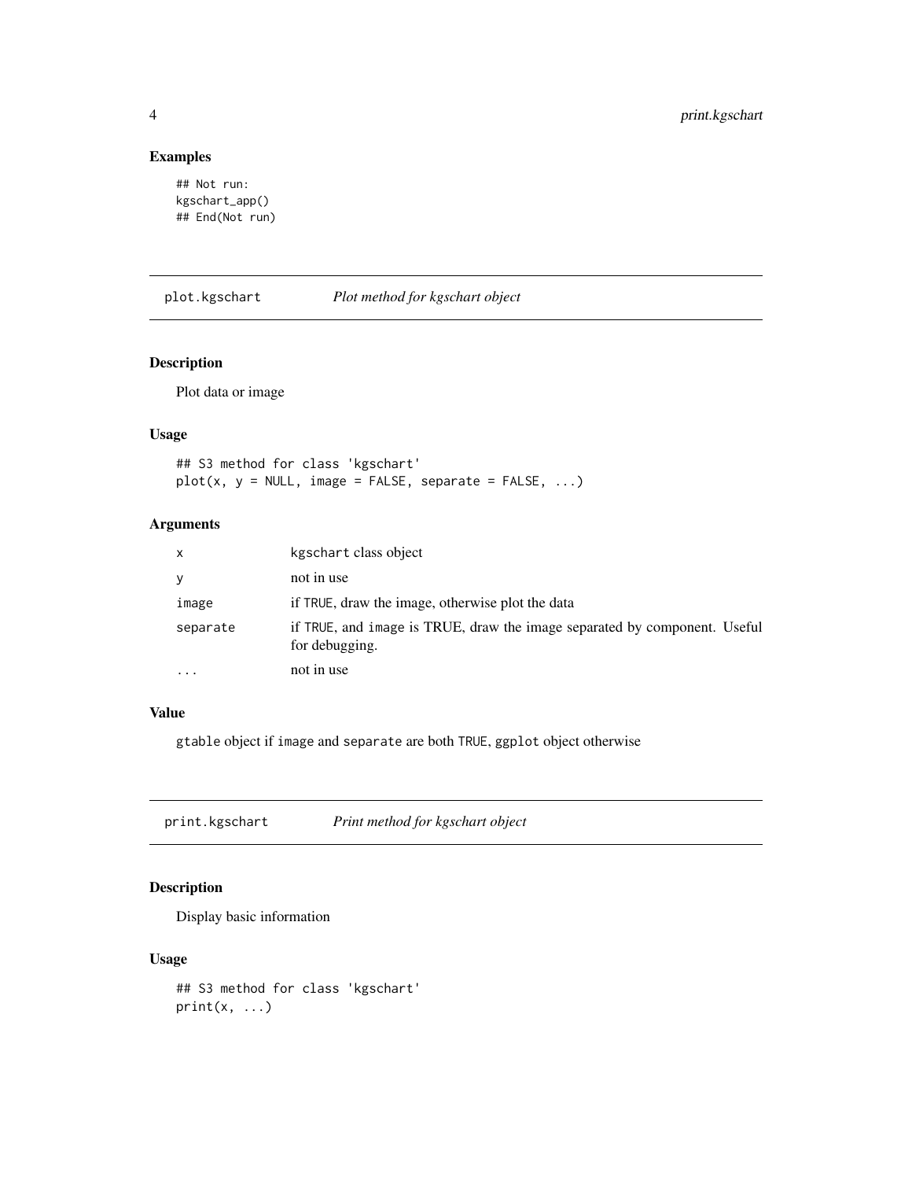### Examples

```
## Not run:
kgschart_app()
## End(Not run)
```

## plot.kgschart *Plot method for kgschart object*

### Description

Plot data or image

### Usage

```
## S3 method for class 'kgschart'
plot(x, y = NULL, image = FALSE, separate = FALSE, ...)
```

### Arguments

| | |
|---|---|
| x | kgschart class object |
| y | not in use |
| image | if TRUE, draw the image, otherwise plot the data |
| separate | if TRUE, and image is TRUE, draw the image separated by component. Useful for debugging. |
| ... | not in use |

### Value

gtable object if image and separate are both TRUE, ggplot object otherwise

## print.kgschart *Print method for kgschart object*

### Description

Display basic information

### Usage

```
## S3 method for class 'kgschart'
print(x, ...)
```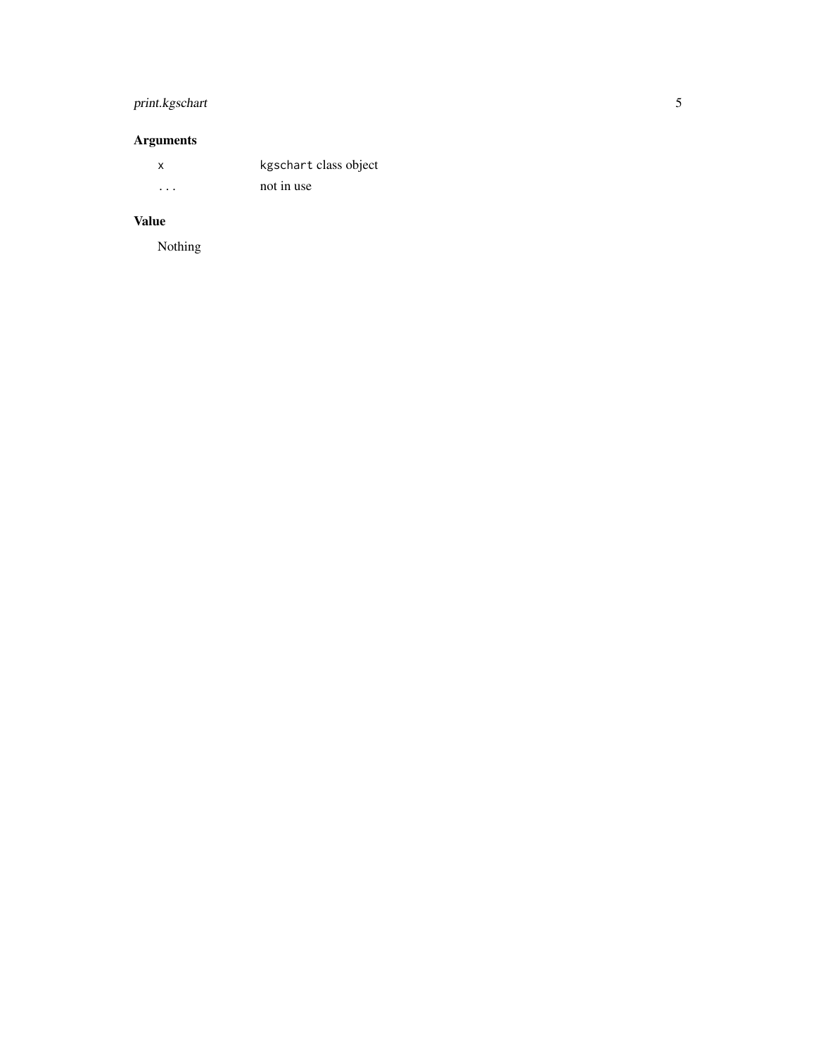## Arguments

| | |
|---|---|
| `x` | `kgschart` class object |
| `...` | not in use |

## Value

Nothing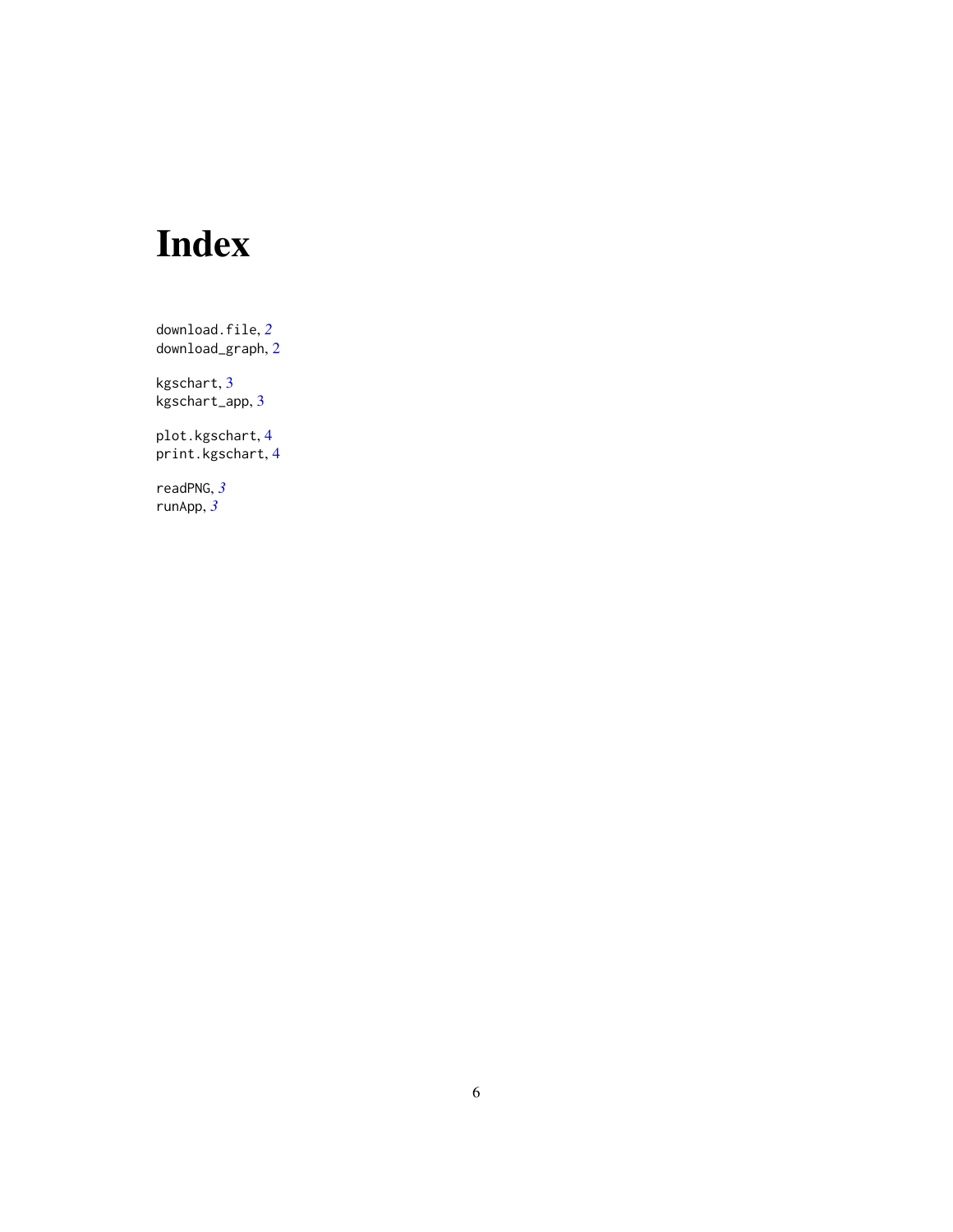# Index

download.file, *2*
download_graph, 2

kgschart, 3
kgschart_app, 3

plot.kgschart, 4
print.kgschart, 4

readPNG, *3*
runApp, *3*